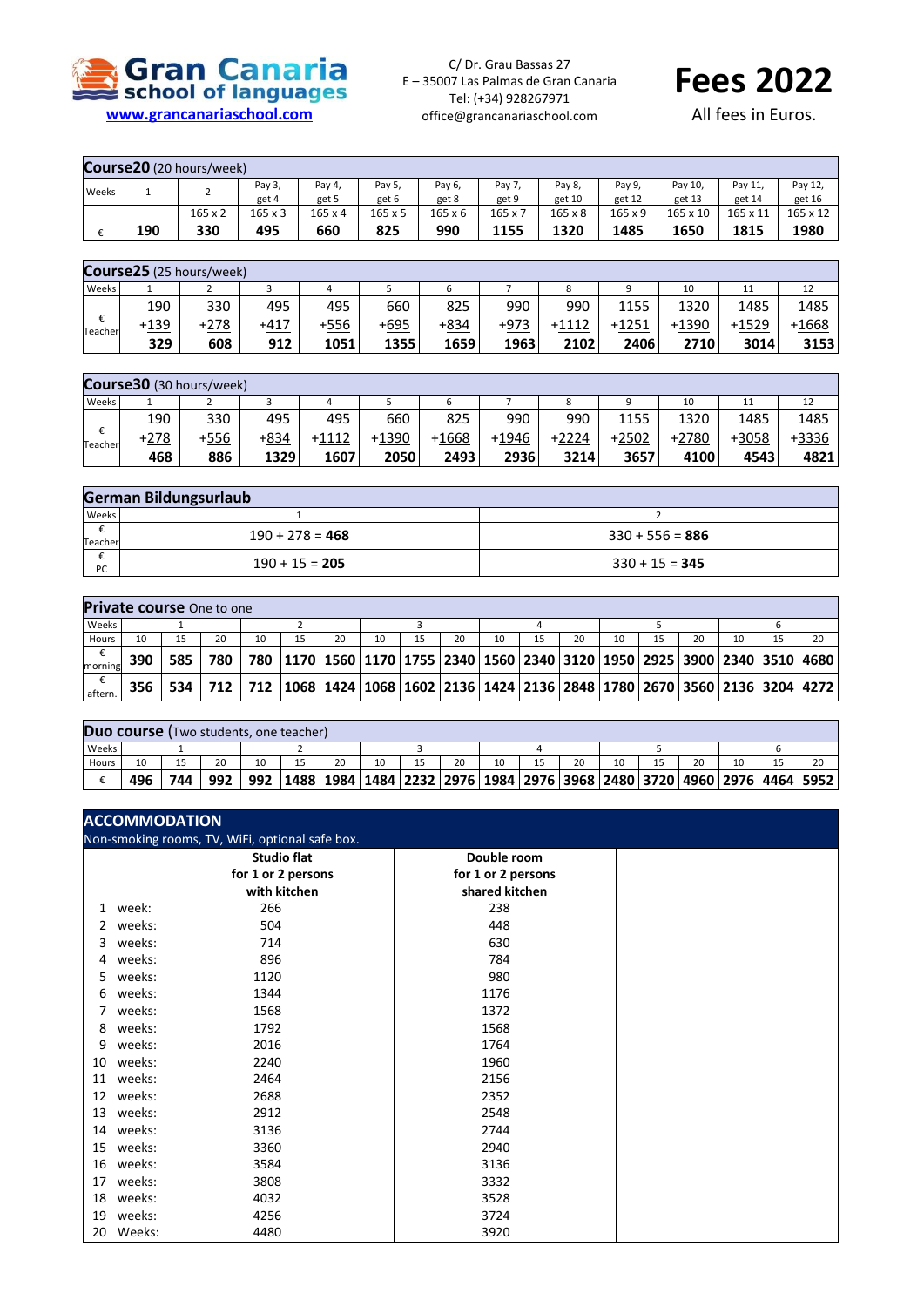# Gran Canaria school of languages

www.grancanariaschool.com

C/ Dr. Grau Bassas 27
E – 35007 Las Palmas de Gran Canaria
Tel: (+34) 928267971
office@grancanariaschool.com

# Fees 2022

All fees in Euros.

**Course20** (20 hours/week)

| Weeks | 1 | 2 | Pay 3, get 4 | Pay 4, get 5 | Pay 5, get 6 | Pay 6, get 8 | Pay 7, get 9 | Pay 8, get 10 | Pay 9, get 12 | Pay 10, get 13 | Pay 11, get 14 | Pay 12, get 16 |
|---|---|---|---|---|---|---|---|---|---|---|---|---|
| | | 165 x 2 | 165 x 3 | 165 x 4 | 165 x 5 | 165 x 6 | 165 x 7 | 165 x 8 | 165 x 9 | 165 x 10 | 165 x 11 | 165 x 12 |
| € | **190** | **330** | **495** | **660** | **825** | **990** | **1155** | **1320** | **1485** | **1650** | **1815** | **1980** |

**Course25** (25 hours/week)

| Weeks | 1 | 2 | 3 | 4 | 5 | 6 | 7 | 8 | 9 | 10 | 11 | 12 |
|---|---|---|---|---|---|---|---|---|---|---|---|---|
| € | 190 | 330 | 495 | 495 | 660 | 825 | 990 | 990 | 1155 | 1320 | 1485 | 1485 |
| Teacher | +139 | +278 | +417 | +556 | +695 | +834 | +973 | +1112 | +1251 | +1390 | +1529 | +1668 |
| | **329** | **608** | **912** | **1051** | **1355** | **1659** | **1963** | **2102** | **2406** | **2710** | **3014** | **3153** |

**Course30** (30 hours/week)

| Weeks | 1 | 2 | 3 | 4 | 5 | 6 | 7 | 8 | 9 | 10 | 11 | 12 |
|---|---|---|---|---|---|---|---|---|---|---|---|---|
| € | 190 | 330 | 495 | 495 | 660 | 825 | 990 | 990 | 1155 | 1320 | 1485 | 1485 |
| Teacher | +278 | +556 | +834 | +1112 | +1390 | +1668 | +1946 | +2224 | +2502 | +2780 | +3058 | +3336 |
| | **468** | **886** | **1329** | **1607** | **2050** | **2493** | **2936** | **3214** | **3657** | **4100** | **4543** | **4821** |

**German Bildungsurlaub**

| Weeks | 1 | 2 |
|---|---|---|
| € Teacher | 190 + 278 = **468** | 330 + 556 = **886** |
| € PC | 190 + 15 = **205** | 330 + 15 = **345** |

**Private course** One to one

| Weeks | 1 | | | 2 | | | 3 | | | 4 | | | 5 | | | 6 | | |
|---|---|---|---|---|---|---|---|---|---|---|---|---|---|---|---|---|---|---|
| Hours | 10 | 15 | 20 | 10 | 15 | 20 | 10 | 15 | 20 | 10 | 15 | 20 | 10 | 15 | 20 | 10 | 15 | 20 |
| € morning | **390** | **585** | **780** | **780** | **1170** | **1560** | **1170** | **1755** | **2340** | **1560** | **2340** | **3120** | **1950** | **2925** | **3900** | **2340** | **3510** | **4680** |
| € aftern. | **356** | **534** | **712** | **712** | **1068** | **1424** | **1068** | **1602** | **2136** | **1424** | **2136** | **2848** | **1780** | **2670** | **3560** | **2136** | **3204** | **4272** |

**Duo course** (Two students, one teacher)

| Weeks | 1 | | | 2 | | | 3 | | | 4 | | | 5 | | | 6 | | |
|---|---|---|---|---|---|---|---|---|---|---|---|---|---|---|---|---|---|---|
| Hours | 10 | 15 | 20 | 10 | 15 | 20 | 10 | 15 | 20 | 10 | 15 | 20 | 10 | 15 | 20 | 10 | 15 | 20 |
| € | **496** | **744** | **992** | **992** | **1488** | **1984** | **1484** | **2232** | **2976** | **1984** | **2976** | **3968** | **2480** | **3720** | **4960** | **2976** | **4464** | **5952** |

## ACCOMMODATION

Non-smoking rooms, TV, WiFi, optional safe box.

| | Studio flat for 1 or 2 persons with kitchen | Double room for 1 or 2 persons shared kitchen |
|---|---|---|
| 1 week: | 266 | 238 |
| 2 weeks: | 504 | 448 |
| 3 weeks: | 714 | 630 |
| 4 weeks: | 896 | 784 |
| 5 weeks: | 1120 | 980 |
| 6 weeks: | 1344 | 1176 |
| 7 weeks: | 1568 | 1372 |
| 8 weeks: | 1792 | 1568 |
| 9 weeks: | 2016 | 1764 |
| 10 weeks: | 2240 | 1960 |
| 11 weeks: | 2464 | 2156 |
| 12 weeks: | 2688 | 2352 |
| 13 weeks: | 2912 | 2548 |
| 14 weeks: | 3136 | 2744 |
| 15 weeks: | 3360 | 2940 |
| 16 weeks: | 3584 | 3136 |
| 17 weeks: | 3808 | 3332 |
| 18 weeks: | 4032 | 3528 |
| 19 weeks: | 4256 | 3724 |
| 20 Weeks: | 4480 | 3920 |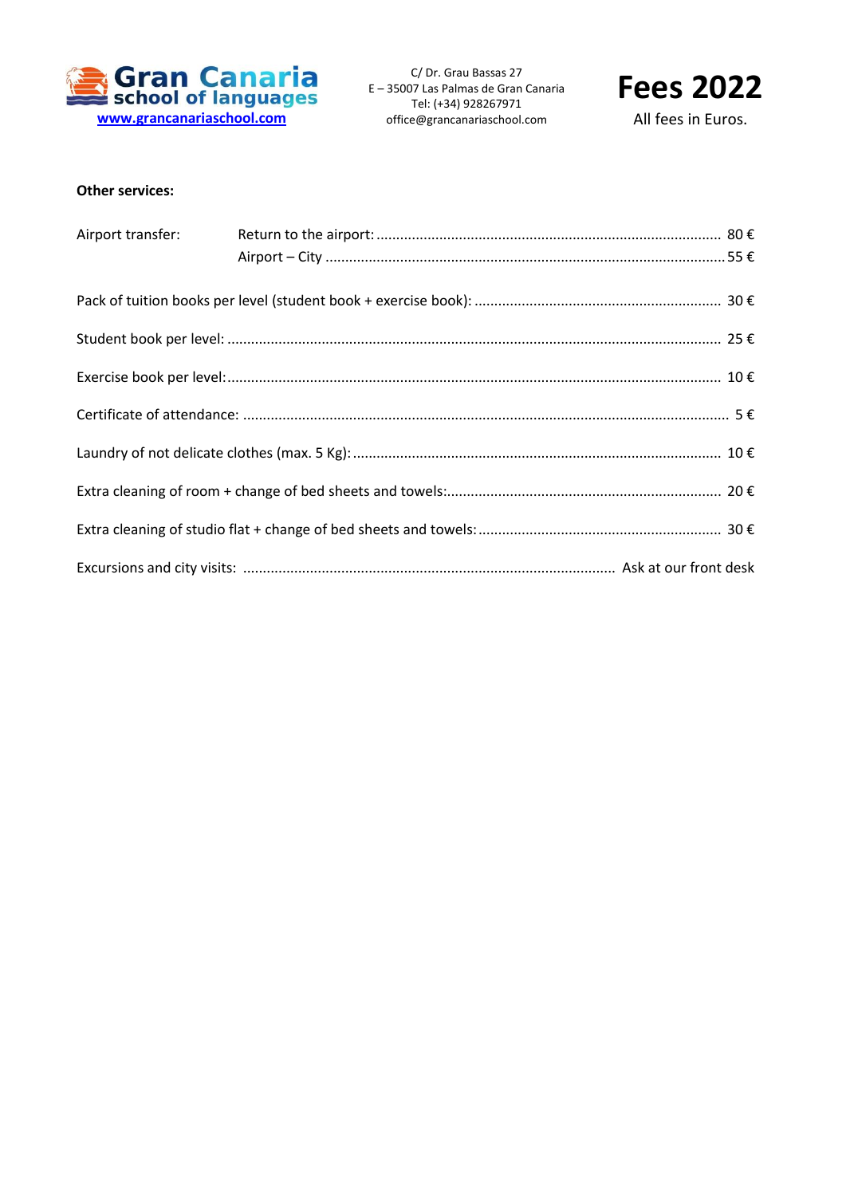**Other services:**

| Service | | Price |
|---|---|---|
| Airport transfer: | Return to the airport: | 80 € |
| | Airport – City | 55 € |
| Pack of tuition books per level (student book + exercise book): | | 30 € |
| Student book per level: | | 25 € |
| Exercise book per level: | | 10 € |
| Certificate of attendance: | | 5 € |
| Laundry of not delicate clothes (max. 5 Kg): | | 10 € |
| Extra cleaning of room + change of bed sheets and towels: | | 20 € |
| Extra cleaning of studio flat + change of bed sheets and towels: | | 30 € |
| Excursions and city visits: | | Ask at our front desk |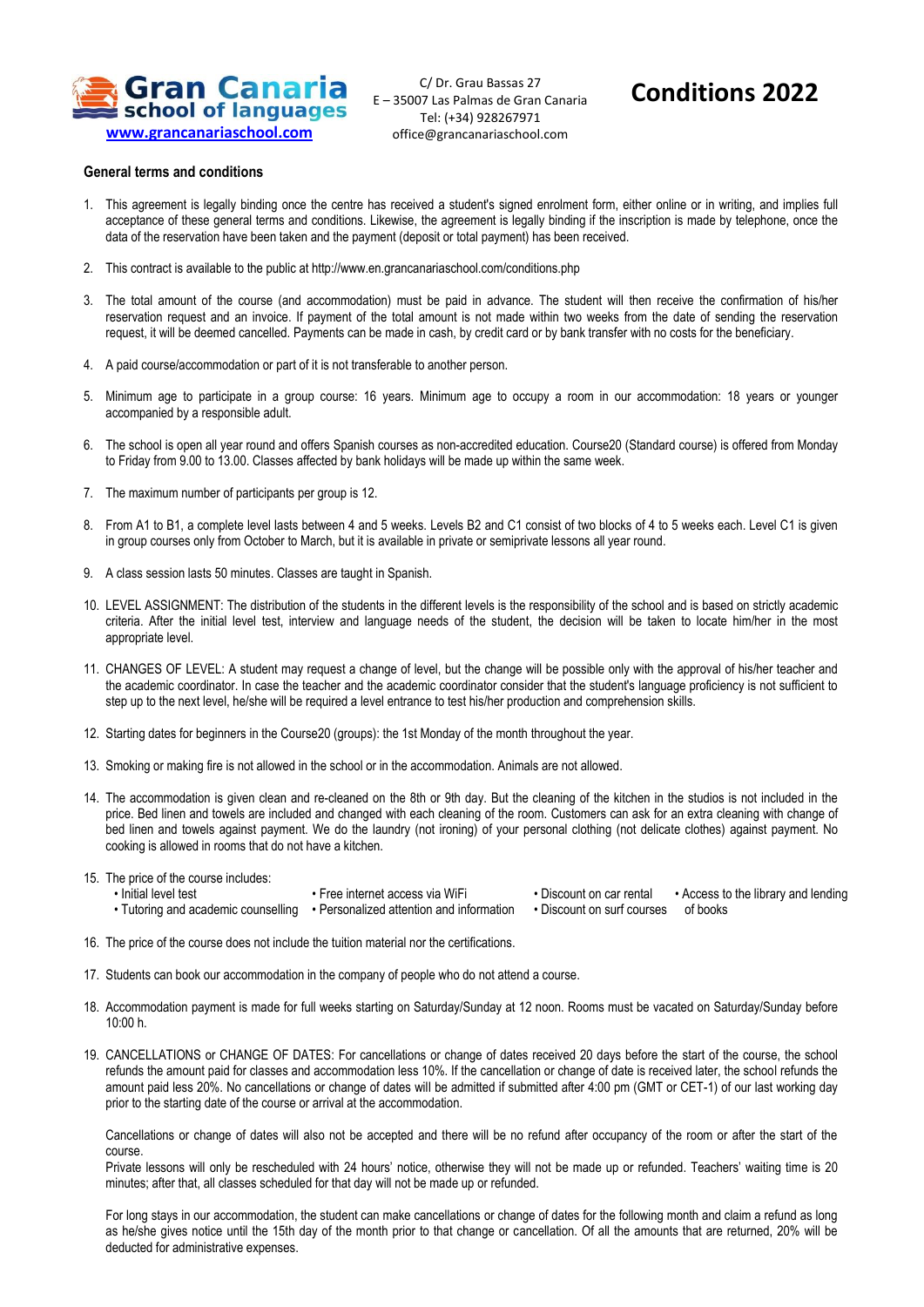**Gran Canaria school of languages**
[www.grancanariaschool.com](http://www.grancanariaschool.com)

C/ Dr. Grau Bassas 27
E – 35007 Las Palmas de Gran Canaria
Tel: (+34) 928267971
office@grancanariaschool.com

# Conditions 2022

## General terms and conditions

1. This agreement is legally binding once the centre has received a student's signed enrolment form, either online or in writing, and implies full acceptance of these general terms and conditions. Likewise, the agreement is legally binding if the inscription is made by telephone, once the data of the reservation have been taken and the payment (deposit or total payment) has been received.

2. This contract is available to the public at http://www.en.grancanariaschool.com/conditions.php

3. The total amount of the course (and accommodation) must be paid in advance. The student will then receive the confirmation of his/her reservation request and an invoice. If payment of the total amount is not made within two weeks from the date of sending the reservation request, it will be deemed cancelled. Payments can be made in cash, by credit card or by bank transfer with no costs for the beneficiary.

4. A paid course/accommodation or part of it is not transferable to another person.

5. Minimum age to participate in a group course: 16 years. Minimum age to occupy a room in our accommodation: 18 years or younger accompanied by a responsible adult.

6. The school is open all year round and offers Spanish courses as non-accredited education. Course20 (Standard course) is offered from Monday to Friday from 9.00 to 13.00. Classes affected by bank holidays will be made up within the same week.

7. The maximum number of participants per group is 12.

8. From A1 to B1, a complete level lasts between 4 and 5 weeks. Levels B2 and C1 consist of two blocks of 4 to 5 weeks each. Level C1 is given in group courses only from October to March, but it is available in private or semiprivate lessons all year round.

9. A class session lasts 50 minutes. Classes are taught in Spanish.

10. LEVEL ASSIGNMENT: The distribution of the students in the different levels is the responsibility of the school and is based on strictly academic criteria. After the initial level test, interview and language needs of the student, the decision will be taken to locate him/her in the most appropriate level.

11. CHANGES OF LEVEL: A student may request a change of level, but the change will be possible only with the approval of his/her teacher and the academic coordinator. In case the teacher and the academic coordinator consider that the student's language proficiency is not sufficient to step up to the next level, he/she will be required a level entrance to test his/her production and comprehension skills.

12. Starting dates for beginners in the Course20 (groups): the 1st Monday of the month throughout the year.

13. Smoking or making fire is not allowed in the school or in the accommodation. Animals are not allowed.

14. The accommodation is given clean and re-cleaned on the 8th or 9th day. But the cleaning of the kitchen in the studios is not included in the price. Bed linen and towels are included and changed with each cleaning of the room. Customers can ask for an extra cleaning with change of bed linen and towels against payment. We do the laundry (not ironing) of your personal clothing (not delicate clothes) against payment. No cooking is allowed in rooms that do not have a kitchen.

15. The price of the course includes:
    - Initial level test
    - Tutoring and academic counselling
    - Free internet access via WiFi
    - Personalized attention and information
    - Discount on car rental
    - Discount on surf courses
    - Access to the library and lending of books

16. The price of the course does not include the tuition material nor the certifications.

17. Students can book our accommodation in the company of people who do not attend a course.

18. Accommodation payment is made for full weeks starting on Saturday/Sunday at 12 noon. Rooms must be vacated on Saturday/Sunday before 10:00 h.

19. CANCELLATIONS or CHANGE OF DATES: For cancellations or change of dates received 20 days before the start of the course, the school refunds the amount paid for classes and accommodation less 10%. If the cancellation or change of date is received later, the school refunds the amount paid less 20%. No cancellations or change of dates will be admitted if submitted after 4:00 pm (GMT or CET-1) of our last working day prior to the starting date of the course or arrival at the accommodation.

    Cancellations or change of dates will also not be accepted and there will be no refund after occupancy of the room or after the start of the course.
    Private lessons will only be rescheduled with 24 hours' notice, otherwise they will not be made up or refunded. Teachers' waiting time is 20 minutes; after that, all classes scheduled for that day will not be made up or refunded.

    For long stays in our accommodation, the student can make cancellations or change of dates for the following month and claim a refund as long as he/she gives notice until the 15th day of the month prior to that change or cancellation. Of all the amounts that are returned, 20% will be deducted for administrative expenses.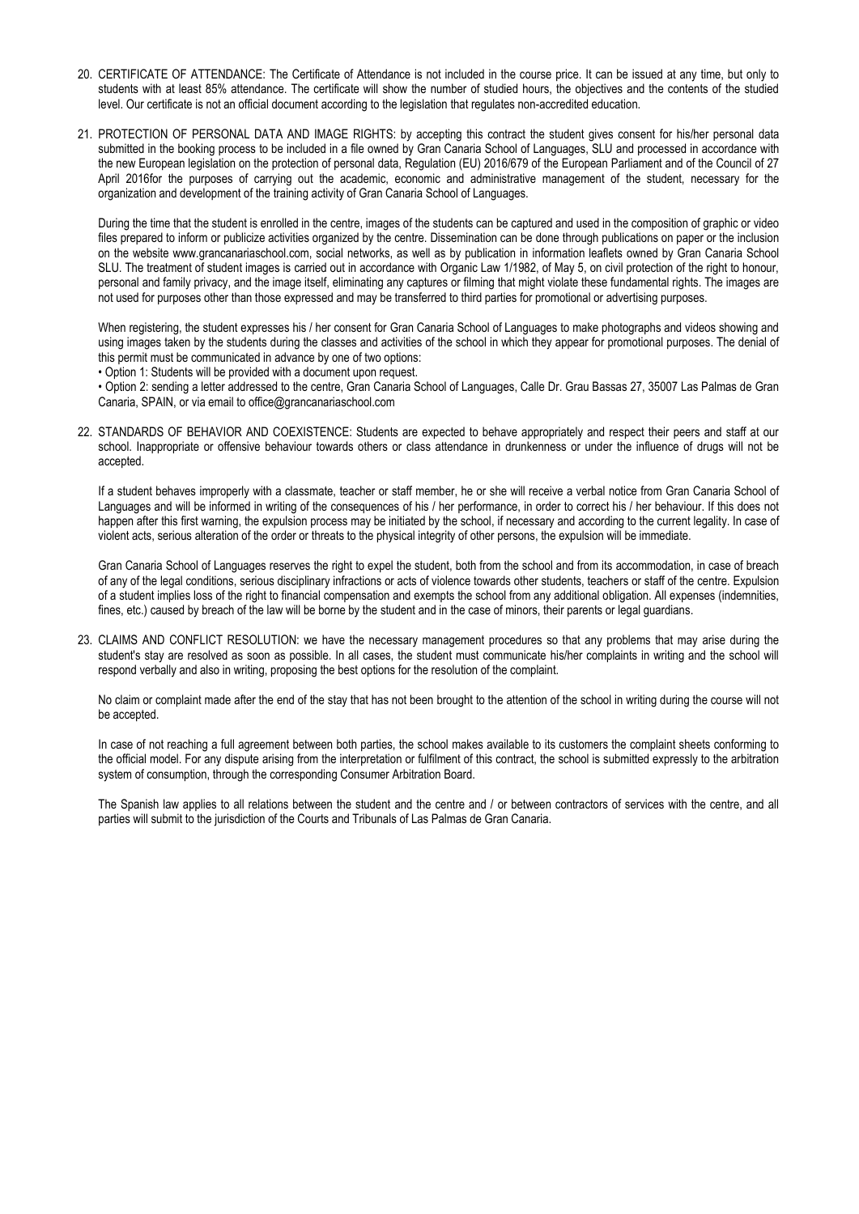20. CERTIFICATE OF ATTENDANCE: The Certificate of Attendance is not included in the course price. It can be issued at any time, but only to students with at least 85% attendance. The certificate will show the number of studied hours, the objectives and the contents of the studied level. Our certificate is not an official document according to the legislation that regulates non-accredited education.

21. PROTECTION OF PERSONAL DATA AND IMAGE RIGHTS: by accepting this contract the student gives consent for his/her personal data submitted in the booking process to be included in a file owned by Gran Canaria School of Languages, SLU and processed in accordance with the new European legislation on the protection of personal data, Regulation (EU) 2016/679 of the European Parliament and of the Council of 27 April 2016for the purposes of carrying out the academic, economic and administrative management of the student, necessary for the organization and development of the training activity of Gran Canaria School of Languages.

    During the time that the student is enrolled in the centre, images of the students can be captured and used in the composition of graphic or video files prepared to inform or publicize activities organized by the centre. Dissemination can be done through publications on paper or the inclusion on the website www.grancanariaschool.com, social networks, as well as by publication in information leaflets owned by Gran Canaria School SLU. The treatment of student images is carried out in accordance with Organic Law 1/1982, of May 5, on civil protection of the right to honour, personal and family privacy, and the image itself, eliminating any captures or filming that might violate these fundamental rights. The images are not used for purposes other than those expressed and may be transferred to third parties for promotional or advertising purposes.

    When registering, the student expresses his / her consent for Gran Canaria School of Languages to make photographs and videos showing and using images taken by the students during the classes and activities of the school in which they appear for promotional purposes. The denial of this permit must be communicated in advance by one of two options:

    • Option 1: Students will be provided with a document upon request.

    • Option 2: sending a letter addressed to the centre, Gran Canaria School of Languages, Calle Dr. Grau Bassas 27, 35007 Las Palmas de Gran Canaria, SPAIN, or via email to office@grancanariaschool.com

22. STANDARDS OF BEHAVIOR AND COEXISTENCE: Students are expected to behave appropriately and respect their peers and staff at our school. Inappropriate or offensive behaviour towards others or class attendance in drunkenness or under the influence of drugs will not be accepted.

    If a student behaves improperly with a classmate, teacher or staff member, he or she will receive a verbal notice from Gran Canaria School of Languages and will be informed in writing of the consequences of his / her performance, in order to correct his / her behaviour. If this does not happen after this first warning, the expulsion process may be initiated by the school, if necessary and according to the current legality. In case of violent acts, serious alteration of the order or threats to the physical integrity of other persons, the expulsion will be immediate.

    Gran Canaria School of Languages reserves the right to expel the student, both from the school and from its accommodation, in case of breach of any of the legal conditions, serious disciplinary infractions or acts of violence towards other students, teachers or staff of the centre. Expulsion of a student implies loss of the right to financial compensation and exempts the school from any additional obligation. All expenses (indemnities, fines, etc.) caused by breach of the law will be borne by the student and in the case of minors, their parents or legal guardians.

23. CLAIMS AND CONFLICT RESOLUTION: we have the necessary management procedures so that any problems that may arise during the student's stay are resolved as soon as possible. In all cases, the student must communicate his/her complaints in writing and the school will respond verbally and also in writing, proposing the best options for the resolution of the complaint.

    No claim or complaint made after the end of the stay that has not been brought to the attention of the school in writing during the course will not be accepted.

    In case of not reaching a full agreement between both parties, the school makes available to its customers the complaint sheets conforming to the official model. For any dispute arising from the interpretation or fulfilment of this contract, the school is submitted expressly to the arbitration system of consumption, through the corresponding Consumer Arbitration Board.

    The Spanish law applies to all relations between the student and the centre and / or between contractors of services with the centre, and all parties will submit to the jurisdiction of the Courts and Tribunals of Las Palmas de Gran Canaria.